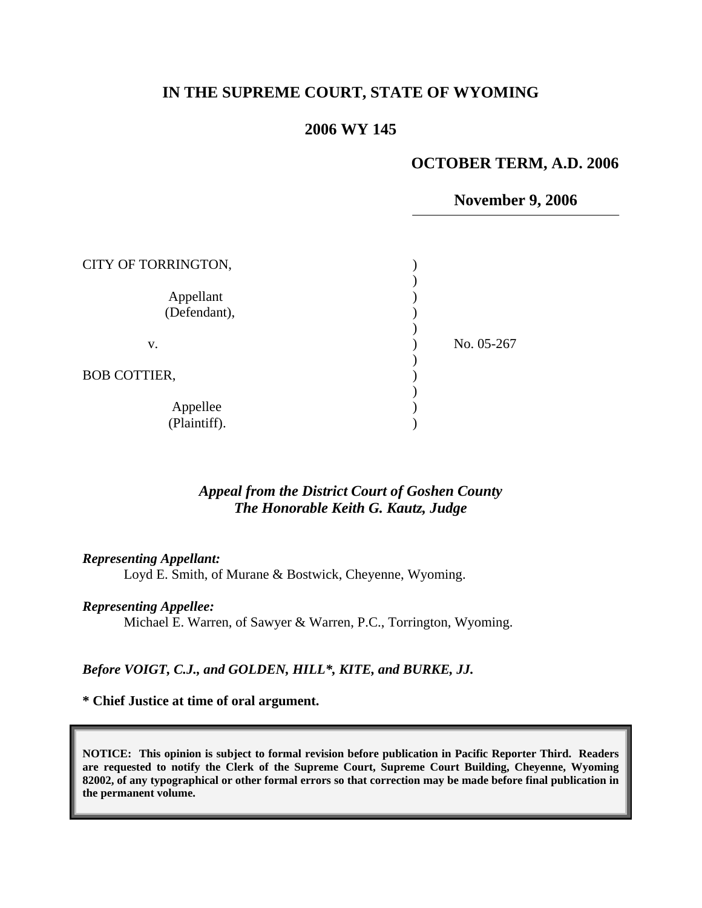# IN THE SUPREME COURT, STATE OF WYOMING

## 2006 WY 145

**OCTOBER TERM, A.D. 2006**

**November 9, 2006**

CITY OF TORRINGTON,

Appellant (Defendant),

v.

BOB COTTIER,

Appellee (Plaintiff).

No. 05-267

*Appeal from the District Court of Goshen County*
*The Honorable Keith G. Kautz, Judge*

***Representing Appellant:***
Loyd E. Smith, of Murane & Bostwick, Cheyenne, Wyoming.

***Representing Appellee:***
Michael E. Warren, of Sawyer & Warren, P.C., Torrington, Wyoming.

***Before VOIGT, C.J., and GOLDEN, HILL\*, KITE, and BURKE, JJ.***

**\* Chief Justice at time of oral argument.**

**NOTICE: This opinion is subject to formal revision before publication in Pacific Reporter Third. Readers are requested to notify the Clerk of the Supreme Court, Supreme Court Building, Cheyenne, Wyoming 82002, of any typographical or other formal errors so that correction may be made before final publication in the permanent volume.**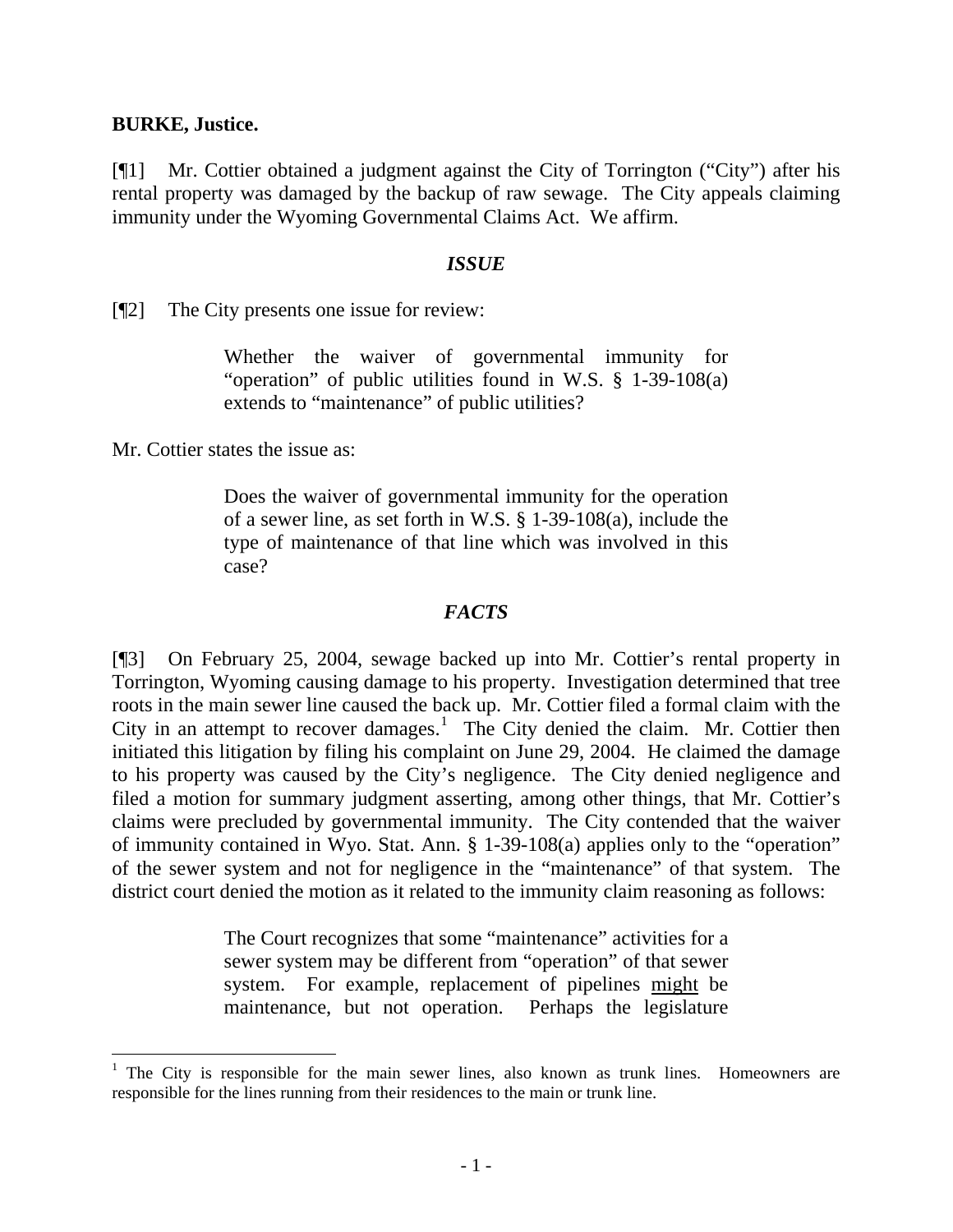**BURKE, Justice.**

[¶1] Mr. Cottier obtained a judgment against the City of Torrington ("City") after his rental property was damaged by the backup of raw sewage. The City appeals claiming immunity under the Wyoming Governmental Claims Act. We affirm.

### *ISSUE*

[¶2] The City presents one issue for review:

> Whether the waiver of governmental immunity for "operation" of public utilities found in W.S. § 1-39-108(a) extends to "maintenance" of public utilities?

Mr. Cottier states the issue as:

> Does the waiver of governmental immunity for the operation of a sewer line, as set forth in W.S. § 1-39-108(a), include the type of maintenance of that line which was involved in this case?

### *FACTS*

[¶3] On February 25, 2004, sewage backed up into Mr. Cottier's rental property in Torrington, Wyoming causing damage to his property. Investigation determined that tree roots in the main sewer line caused the back up. Mr. Cottier filed a formal claim with the City in an attempt to recover damages.[1] The City denied the claim. Mr. Cottier then initiated this litigation by filing his complaint on June 29, 2004. He claimed the damage to his property was caused by the City's negligence. The City denied negligence and filed a motion for summary judgment asserting, among other things, that Mr. Cottier's claims were precluded by governmental immunity. The City contended that the waiver of immunity contained in Wyo. Stat. Ann. § 1-39-108(a) applies only to the "operation" of the sewer system and not for negligence in the "maintenance" of that system. The district court denied the motion as it related to the immunity claim reasoning as follows:

> The Court recognizes that some "maintenance" activities for a sewer system may be different from "operation" of that sewer system. For example, replacement of pipelines <u>might</u> be maintenance, but not operation. Perhaps the legislature

---

[1] The City is responsible for the main sewer lines, also known as trunk lines. Homeowners are responsible for the lines running from their residences to the main or trunk line.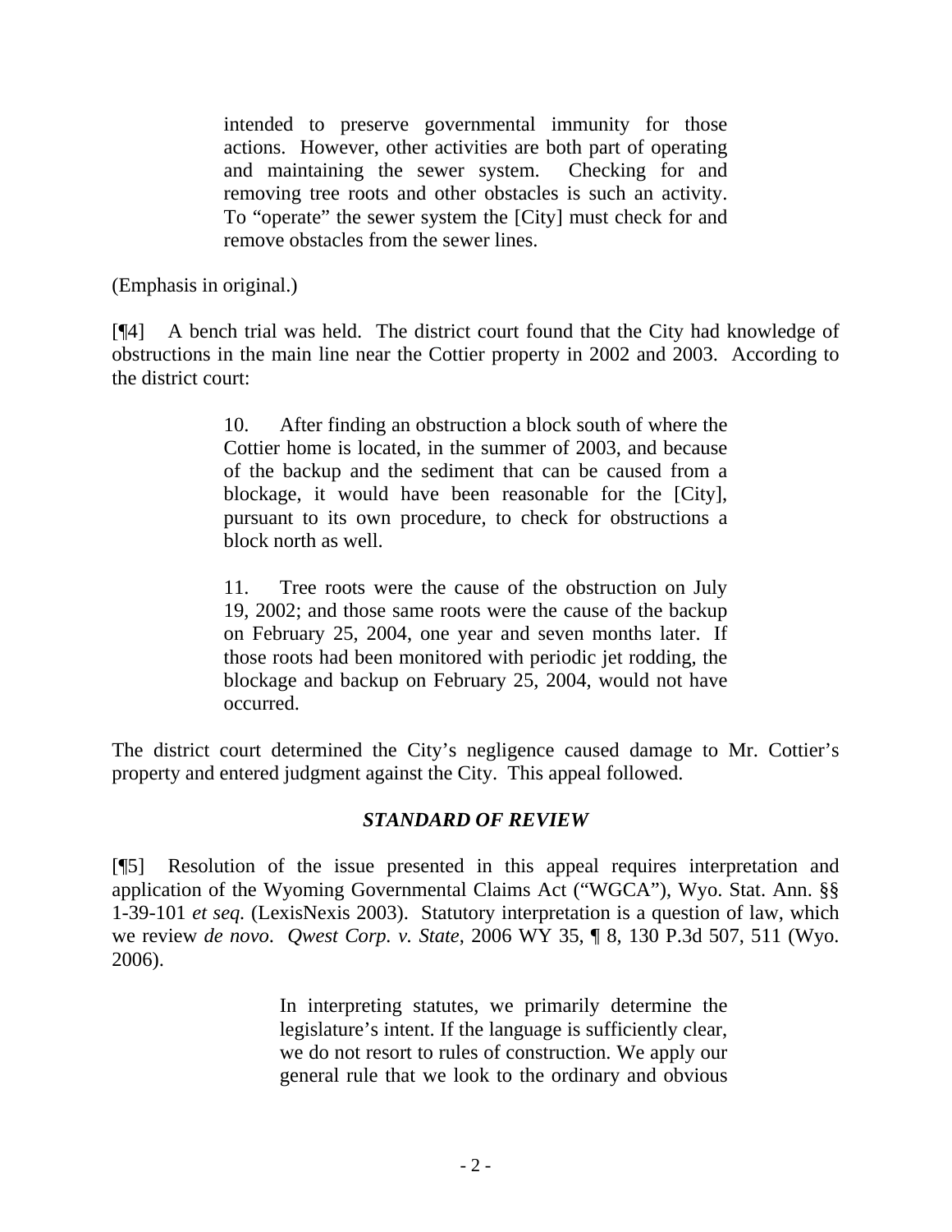> intended to preserve governmental immunity for those actions. However, other activities are both part of operating and maintaining the sewer system. Checking for and removing tree roots and other obstacles is such an activity. To "operate" the sewer system the [City] must check for and remove obstacles from the sewer lines.

(Emphasis in original.)

[¶4] A bench trial was held. The district court found that the City had knowledge of obstructions in the main line near the Cottier property in 2002 and 2003. According to the district court:

> 10. After finding an obstruction a block south of where the Cottier home is located, in the summer of 2003, and because of the backup and the sediment that can be caused from a blockage, it would have been reasonable for the [City], pursuant to its own procedure, to check for obstructions a block north as well.
>
> 11. Tree roots were the cause of the obstruction on July 19, 2002; and those same roots were the cause of the backup on February 25, 2004, one year and seven months later. If those roots had been monitored with periodic jet rodding, the blockage and backup on February 25, 2004, would not have occurred.

The district court determined the City's negligence caused damage to Mr. Cottier's property and entered judgment against the City. This appeal followed.

### *STANDARD OF REVIEW*

[¶5] Resolution of the issue presented in this appeal requires interpretation and application of the Wyoming Governmental Claims Act ("WGCA"), Wyo. Stat. Ann. §§ 1-39-101 *et seq.* (LexisNexis 2003). Statutory interpretation is a question of law, which we review *de novo*. *Qwest Corp. v. State*, 2006 WY 35, ¶ 8, 130 P.3d 507, 511 (Wyo. 2006).

> In interpreting statutes, we primarily determine the legislature's intent. If the language is sufficiently clear, we do not resort to rules of construction. We apply our general rule that we look to the ordinary and obvious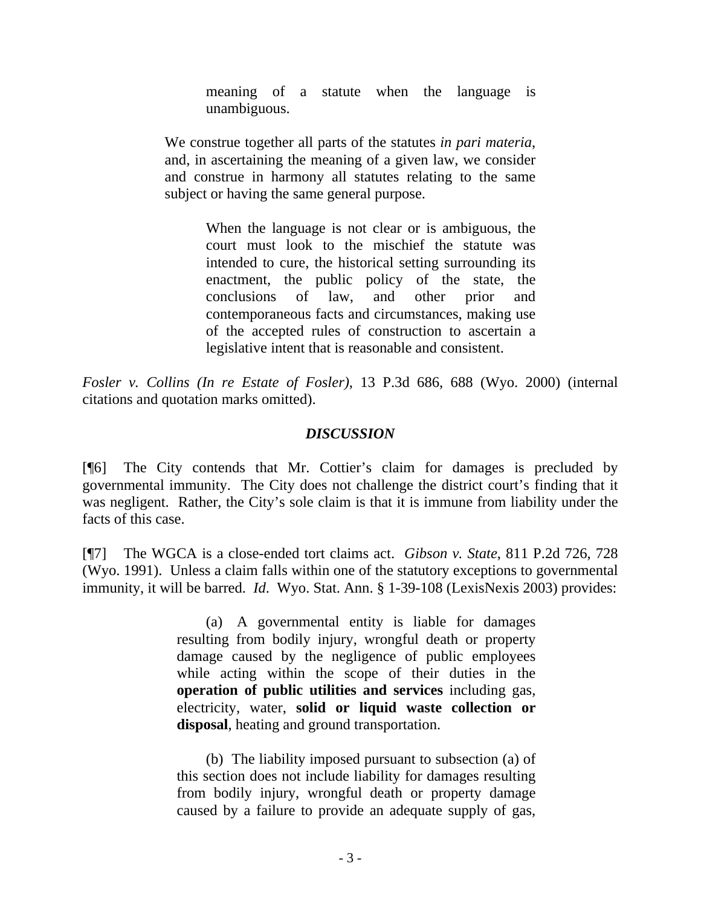> > meaning of a statute when the language is unambiguous.
>
> We construe together all parts of the statutes *in pari materia*, and, in ascertaining the meaning of a given law, we consider and construe in harmony all statutes relating to the same subject or having the same general purpose.
>
> > When the language is not clear or is ambiguous, the court must look to the mischief the statute was intended to cure, the historical setting surrounding its enactment, the public policy of the state, the conclusions of law, and other prior and contemporaneous facts and circumstances, making use of the accepted rules of construction to ascertain a legislative intent that is reasonable and consistent.

*Fosler v. Collins (In re Estate of Fosler)*, 13 P.3d 686, 688 (Wyo. 2000) (internal citations and quotation marks omitted).

### *DISCUSSION*

[¶6] The City contends that Mr. Cottier's claim for damages is precluded by governmental immunity. The City does not challenge the district court's finding that it was negligent. Rather, the City's sole claim is that it is immune from liability under the facts of this case.

[¶7] The WGCA is a close-ended tort claims act. *Gibson v. State*, 811 P.2d 726, 728 (Wyo. 1991). Unless a claim falls within one of the statutory exceptions to governmental immunity, it will be barred. *Id*. Wyo. Stat. Ann. § 1-39-108 (LexisNexis 2003) provides:

> (a) A governmental entity is liable for damages resulting from bodily injury, wrongful death or property damage caused by the negligence of public employees while acting within the scope of their duties in the **operation of public utilities and services** including gas, electricity, water, **solid or liquid waste collection or disposal**, heating and ground transportation.
>
> (b) The liability imposed pursuant to subsection (a) of this section does not include liability for damages resulting from bodily injury, wrongful death or property damage caused by a failure to provide an adequate supply of gas,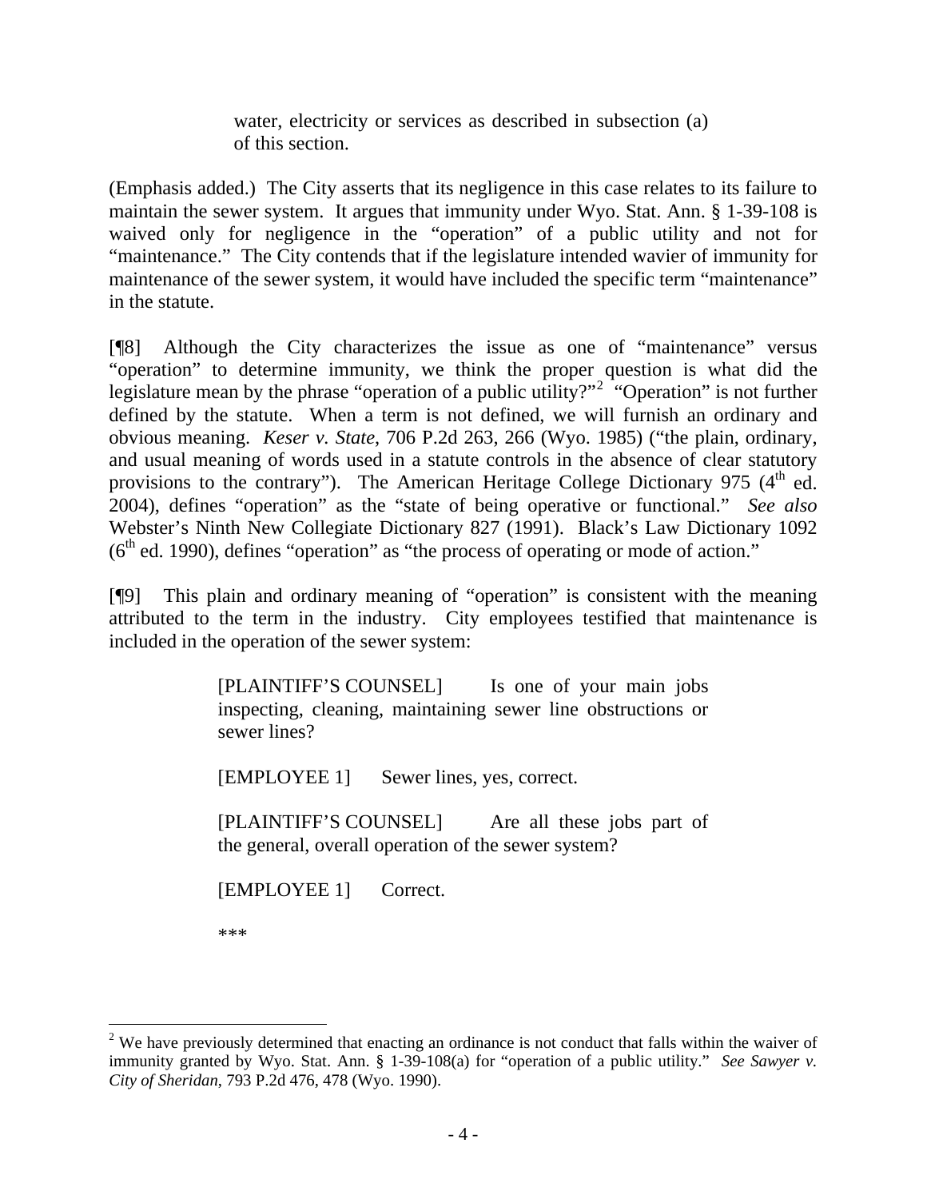> water, electricity or services as described in subsection (a) of this section.

(Emphasis added.) The City asserts that its negligence in this case relates to its failure to maintain the sewer system. It argues that immunity under Wyo. Stat. Ann. § 1-39-108 is waived only for negligence in the "operation" of a public utility and not for "maintenance." The City contends that if the legislature intended wavier of immunity for maintenance of the sewer system, it would have included the specific term "maintenance" in the statute.

[¶8] Although the City characterizes the issue as one of "maintenance" versus "operation" to determine immunity, we think the proper question is what did the legislature mean by the phrase "operation of a public utility?"[2] "Operation" is not further defined by the statute. When a term is not defined, we will furnish an ordinary and obvious meaning. *Keser v. State*, 706 P.2d 263, 266 (Wyo. 1985) ("the plain, ordinary, and usual meaning of words used in a statute controls in the absence of clear statutory provisions to the contrary"). The American Heritage College Dictionary 975 (4th ed. 2004), defines "operation" as the "state of being operative or functional." *See also* Webster's Ninth New Collegiate Dictionary 827 (1991). Black's Law Dictionary 1092 (6th ed. 1990), defines "operation" as "the process of operating or mode of action."

[¶9] This plain and ordinary meaning of "operation" is consistent with the meaning attributed to the term in the industry. City employees testified that maintenance is included in the operation of the sewer system:

> [PLAINTIFF'S COUNSEL] Is one of your main jobs inspecting, cleaning, maintaining sewer line obstructions or sewer lines?
>
> [EMPLOYEE 1] Sewer lines, yes, correct.
>
> [PLAINTIFF'S COUNSEL] Are all these jobs part of the general, overall operation of the sewer system?
>
> [EMPLOYEE 1] Correct.
>
> ***

---

[2] We have previously determined that enacting an ordinance is not conduct that falls within the waiver of immunity granted by Wyo. Stat. Ann. § 1-39-108(a) for "operation of a public utility." *See Sawyer v. City of Sheridan*, 793 P.2d 476, 478 (Wyo. 1990).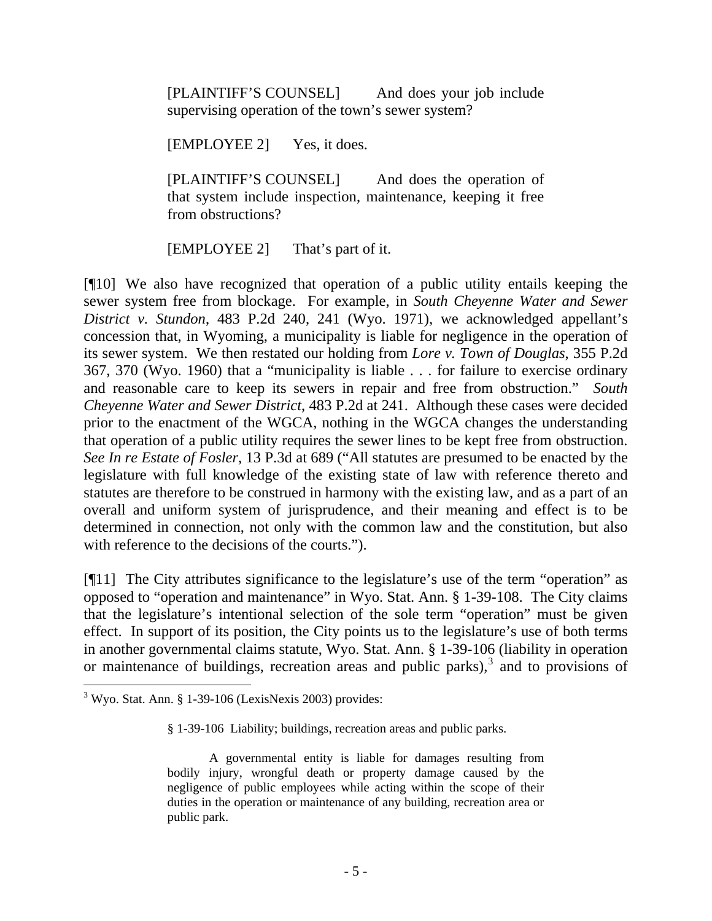> [PLAINTIFF'S COUNSEL] And does your job include supervising operation of the town's sewer system?
>
> [EMPLOYEE 2] Yes, it does.
>
> [PLAINTIFF'S COUNSEL] And does the operation of that system include inspection, maintenance, keeping it free from obstructions?
>
> [EMPLOYEE 2] That's part of it.

[¶10] We also have recognized that operation of a public utility entails keeping the sewer system free from blockage. For example, in *South Cheyenne Water and Sewer District v. Stundon*, 483 P.2d 240, 241 (Wyo. 1971), we acknowledged appellant's concession that, in Wyoming, a municipality is liable for negligence in the operation of its sewer system. We then restated our holding from *Lore v. Town of Douglas*, 355 P.2d 367, 370 (Wyo. 1960) that a "municipality is liable . . . for failure to exercise ordinary and reasonable care to keep its sewers in repair and free from obstruction." *South Cheyenne Water and Sewer District*, 483 P.2d at 241. Although these cases were decided prior to the enactment of the WGCA, nothing in the WGCA changes the understanding that operation of a public utility requires the sewer lines to be kept free from obstruction. *See In re Estate of Fosler*, 13 P.3d at 689 ("All statutes are presumed to be enacted by the legislature with full knowledge of the existing state of law with reference thereto and statutes are therefore to be construed in harmony with the existing law, and as a part of an overall and uniform system of jurisprudence, and their meaning and effect is to be determined in connection, not only with the common law and the constitution, but also with reference to the decisions of the courts.").

[¶11] The City attributes significance to the legislature's use of the term "operation" as opposed to "operation and maintenance" in Wyo. Stat. Ann. § 1-39-108. The City claims that the legislature's intentional selection of the sole term "operation" must be given effect. In support of its position, the City points us to the legislature's use of both terms in another governmental claims statute, Wyo. Stat. Ann. § 1-39-106 (liability in operation or maintenance of buildings, recreation areas and public parks),[3] and to provisions of

---

[3] Wyo. Stat. Ann. § 1-39-106 (LexisNexis 2003) provides:

> § 1-39-106 Liability; buildings, recreation areas and public parks.
>
> A governmental entity is liable for damages resulting from bodily injury, wrongful death or property damage caused by the negligence of public employees while acting within the scope of their duties in the operation or maintenance of any building, recreation area or public park.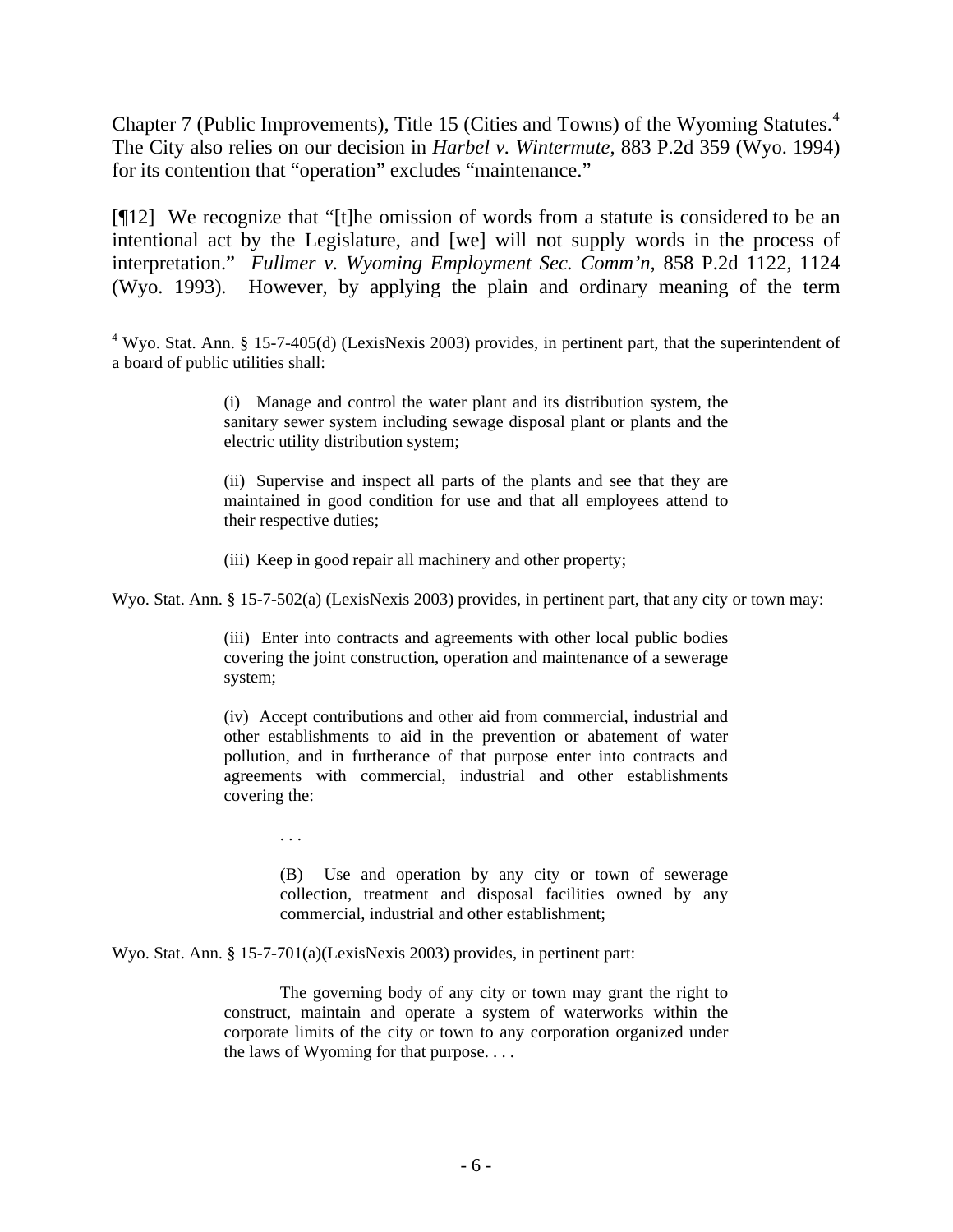Chapter 7 (Public Improvements), Title 15 (Cities and Towns) of the Wyoming Statutes.[4] The City also relies on our decision in *Harbel v. Wintermute*, 883 P.2d 359 (Wyo. 1994) for its contention that "operation" excludes "maintenance."

[¶12] We recognize that "[t]he omission of words from a statute is considered to be an intentional act by the Legislature, and [we] will not supply words in the process of interpretation." *Fullmer v. Wyoming Employment Sec. Comm'n*, 858 P.2d 1122, 1124 (Wyo. 1993). However, by applying the plain and ordinary meaning of the term

---

[4] Wyo. Stat. Ann. § 15-7-405(d) (LexisNexis 2003) provides, in pertinent part, that the superintendent of a board of public utilities shall:

> (i) Manage and control the water plant and its distribution system, the sanitary sewer system including sewage disposal plant or plants and the electric utility distribution system;
>
> (ii) Supervise and inspect all parts of the plants and see that they are maintained in good condition for use and that all employees attend to their respective duties;
>
> (iii) Keep in good repair all machinery and other property;

Wyo. Stat. Ann. § 15-7-502(a) (LexisNexis 2003) provides, in pertinent part, that any city or town may:

> (iii) Enter into contracts and agreements with other local public bodies covering the joint construction, operation and maintenance of a sewerage system;
>
> (iv) Accept contributions and other aid from commercial, industrial and other establishments to aid in the prevention or abatement of water pollution, and in furtherance of that purpose enter into contracts and agreements with commercial, industrial and other establishments covering the:
>
> . . .
>
> (B) Use and operation by any city or town of sewerage collection, treatment and disposal facilities owned by any commercial, industrial and other establishment;

Wyo. Stat. Ann. § 15-7-701(a)(LexisNexis 2003) provides, in pertinent part:

> The governing body of any city or town may grant the right to construct, maintain and operate a system of waterworks within the corporate limits of the city or town to any corporation organized under the laws of Wyoming for that purpose. . . .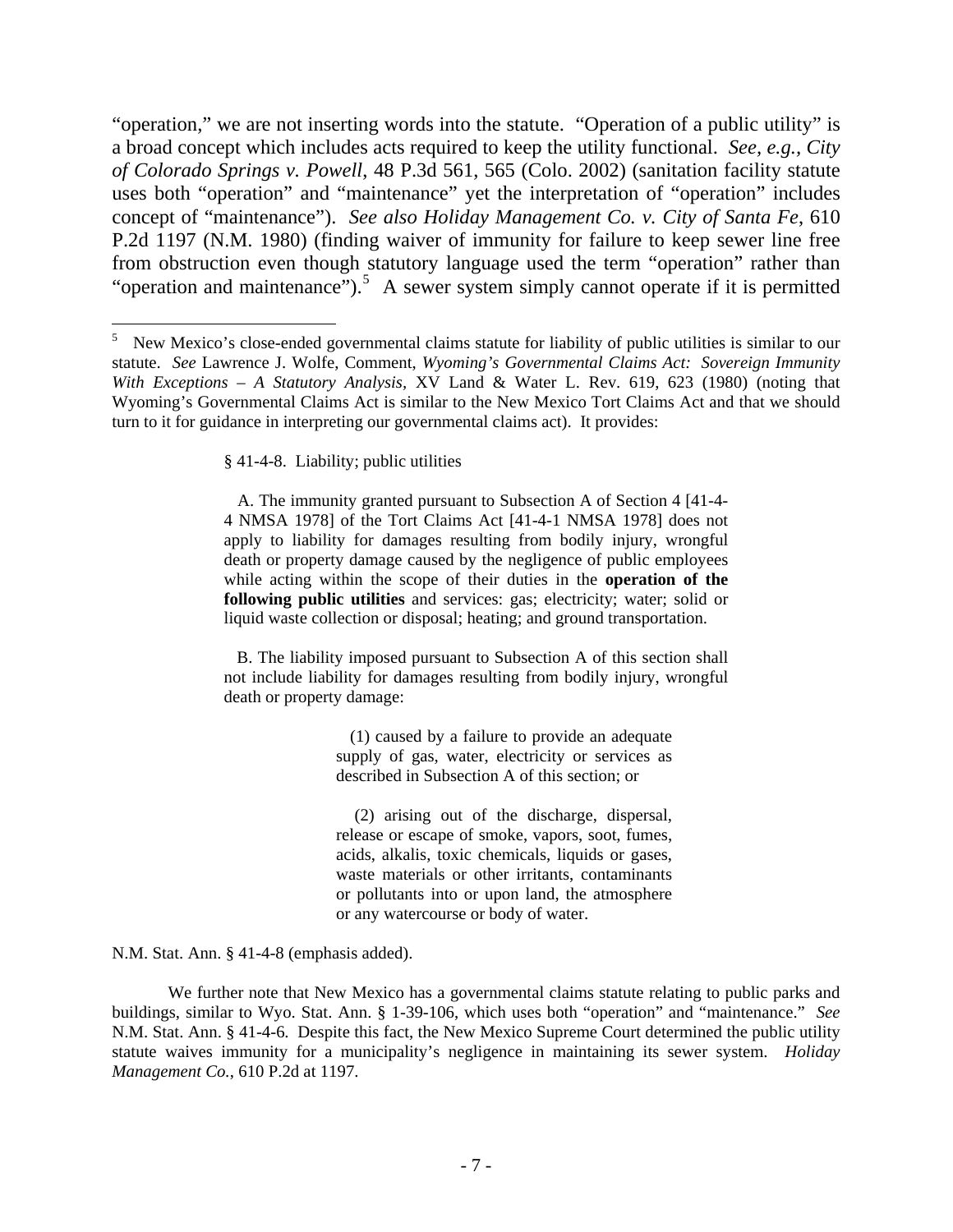"operation," we are not inserting words into the statute. "Operation of a public utility" is a broad concept which includes acts required to keep the utility functional. *See, e.g., City of Colorado Springs v. Powell*, 48 P.3d 561, 565 (Colo. 2002) (sanitation facility statute uses both "operation" and "maintenance" yet the interpretation of "operation" includes concept of "maintenance"). *See also Holiday Management Co. v. City of Santa Fe*, 610 P.2d 1197 (N.M. 1980) (finding waiver of immunity for failure to keep sewer line free from obstruction even though statutory language used the term "operation" rather than "operation and maintenance").[5] A sewer system simply cannot operate if it is permitted

---

[5] New Mexico's close-ended governmental claims statute for liability of public utilities is similar to our statute. *See* Lawrence J. Wolfe, Comment, *Wyoming's Governmental Claims Act: Sovereign Immunity With Exceptions – A Statutory Analysis*, XV Land & Water L. Rev. 619, 623 (1980) (noting that Wyoming's Governmental Claims Act is similar to the New Mexico Tort Claims Act and that we should turn to it for guidance in interpreting our governmental claims act). It provides:

> § 41-4-8. Liability; public utilities
>
> A. The immunity granted pursuant to Subsection A of Section 4 [41-4-4 NMSA 1978] of the Tort Claims Act [41-4-1 NMSA 1978] does not apply to liability for damages resulting from bodily injury, wrongful death or property damage caused by the negligence of public employees while acting within the scope of their duties in the **operation of the following public utilities** and services: gas; electricity; water; solid or liquid waste collection or disposal; heating; and ground transportation.
>
> B. The liability imposed pursuant to Subsection A of this section shall not include liability for damages resulting from bodily injury, wrongful death or property damage:
>
> > (1) caused by a failure to provide an adequate supply of gas, water, electricity or services as described in Subsection A of this section; or
> >
> > (2) arising out of the discharge, dispersal, release or escape of smoke, vapors, soot, fumes, acids, alkalis, toxic chemicals, liquids or gases, waste materials or other irritants, contaminants or pollutants into or upon land, the atmosphere or any watercourse or body of water.

N.M. Stat. Ann. § 41-4-8 (emphasis added).

We further note that New Mexico has a governmental claims statute relating to public parks and buildings, similar to Wyo. Stat. Ann. § 1-39-106, which uses both "operation" and "maintenance." *See* N.M. Stat. Ann. § 41-4-6. Despite this fact, the New Mexico Supreme Court determined the public utility statute waives immunity for a municipality's negligence in maintaining its sewer system. *Holiday Management Co.*, 610 P.2d at 1197.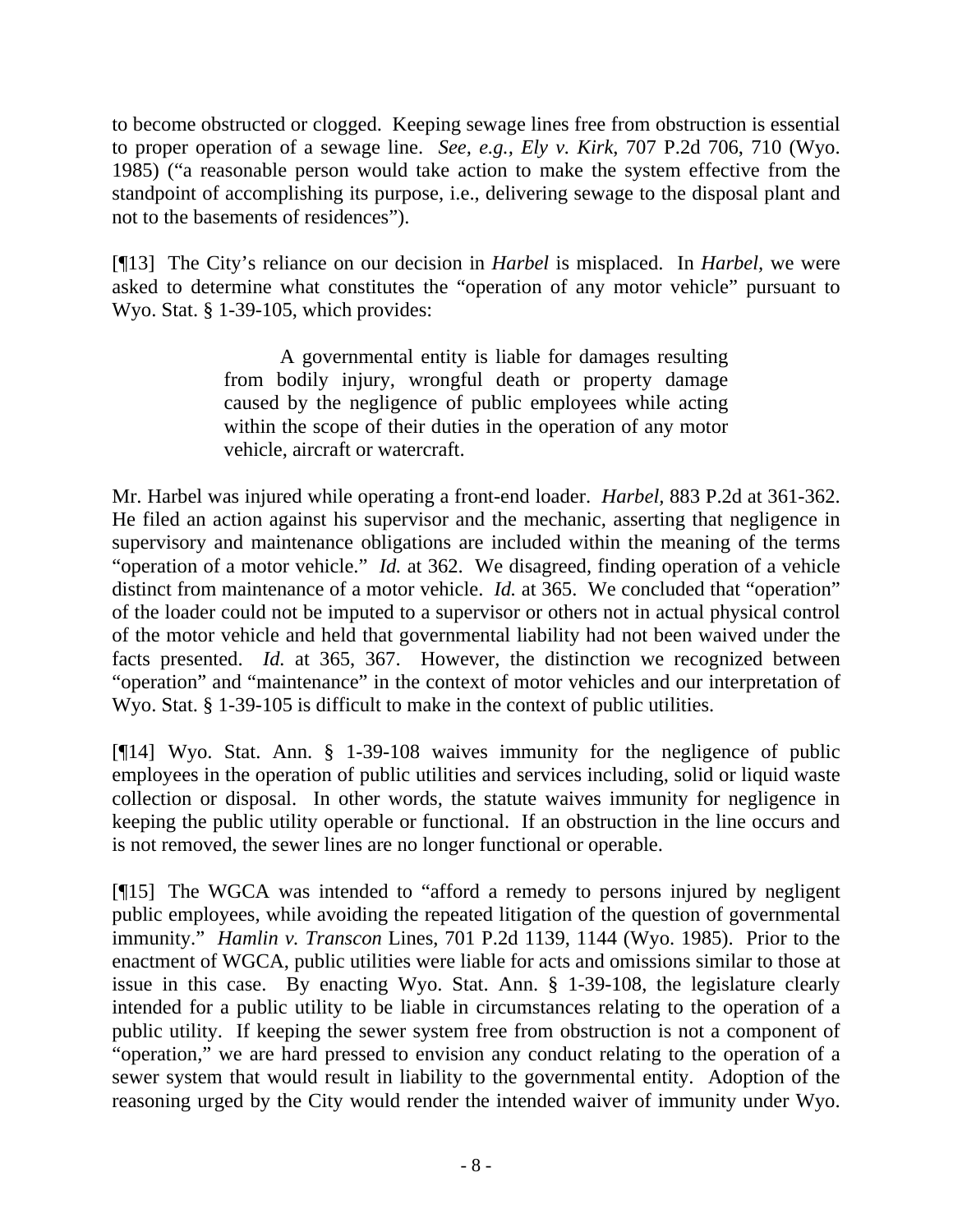to become obstructed or clogged. Keeping sewage lines free from obstruction is essential to proper operation of a sewage line. *See, e.g., Ely v. Kirk*, 707 P.2d 706, 710 (Wyo. 1985) ("a reasonable person would take action to make the system effective from the standpoint of accomplishing its purpose, i.e., delivering sewage to the disposal plant and not to the basements of residences").

[¶13] The City's reliance on our decision in *Harbel* is misplaced. In *Harbel*, we were asked to determine what constitutes the "operation of any motor vehicle" pursuant to Wyo. Stat. § 1-39-105, which provides:

> A governmental entity is liable for damages resulting from bodily injury, wrongful death or property damage caused by the negligence of public employees while acting within the scope of their duties in the operation of any motor vehicle, aircraft or watercraft.

Mr. Harbel was injured while operating a front-end loader. *Harbel*, 883 P.2d at 361-362. He filed an action against his supervisor and the mechanic, asserting that negligence in supervisory and maintenance obligations are included within the meaning of the terms "operation of a motor vehicle." *Id.* at 362. We disagreed, finding operation of a vehicle distinct from maintenance of a motor vehicle. *Id.* at 365. We concluded that "operation" of the loader could not be imputed to a supervisor or others not in actual physical control of the motor vehicle and held that governmental liability had not been waived under the facts presented. *Id.* at 365, 367. However, the distinction we recognized between "operation" and "maintenance" in the context of motor vehicles and our interpretation of Wyo. Stat. § 1-39-105 is difficult to make in the context of public utilities.

[¶14] Wyo. Stat. Ann. § 1-39-108 waives immunity for the negligence of public employees in the operation of public utilities and services including, solid or liquid waste collection or disposal. In other words, the statute waives immunity for negligence in keeping the public utility operable or functional. If an obstruction in the line occurs and is not removed, the sewer lines are no longer functional or operable.

[¶15] The WGCA was intended to "afford a remedy to persons injured by negligent public employees, while avoiding the repeated litigation of the question of governmental immunity." *Hamlin v. Transcon* Lines, 701 P.2d 1139, 1144 (Wyo. 1985). Prior to the enactment of WGCA, public utilities were liable for acts and omissions similar to those at issue in this case. By enacting Wyo. Stat. Ann. § 1-39-108, the legislature clearly intended for a public utility to be liable in circumstances relating to the operation of a public utility. If keeping the sewer system free from obstruction is not a component of "operation," we are hard pressed to envision any conduct relating to the operation of a sewer system that would result in liability to the governmental entity. Adoption of the reasoning urged by the City would render the intended waiver of immunity under Wyo.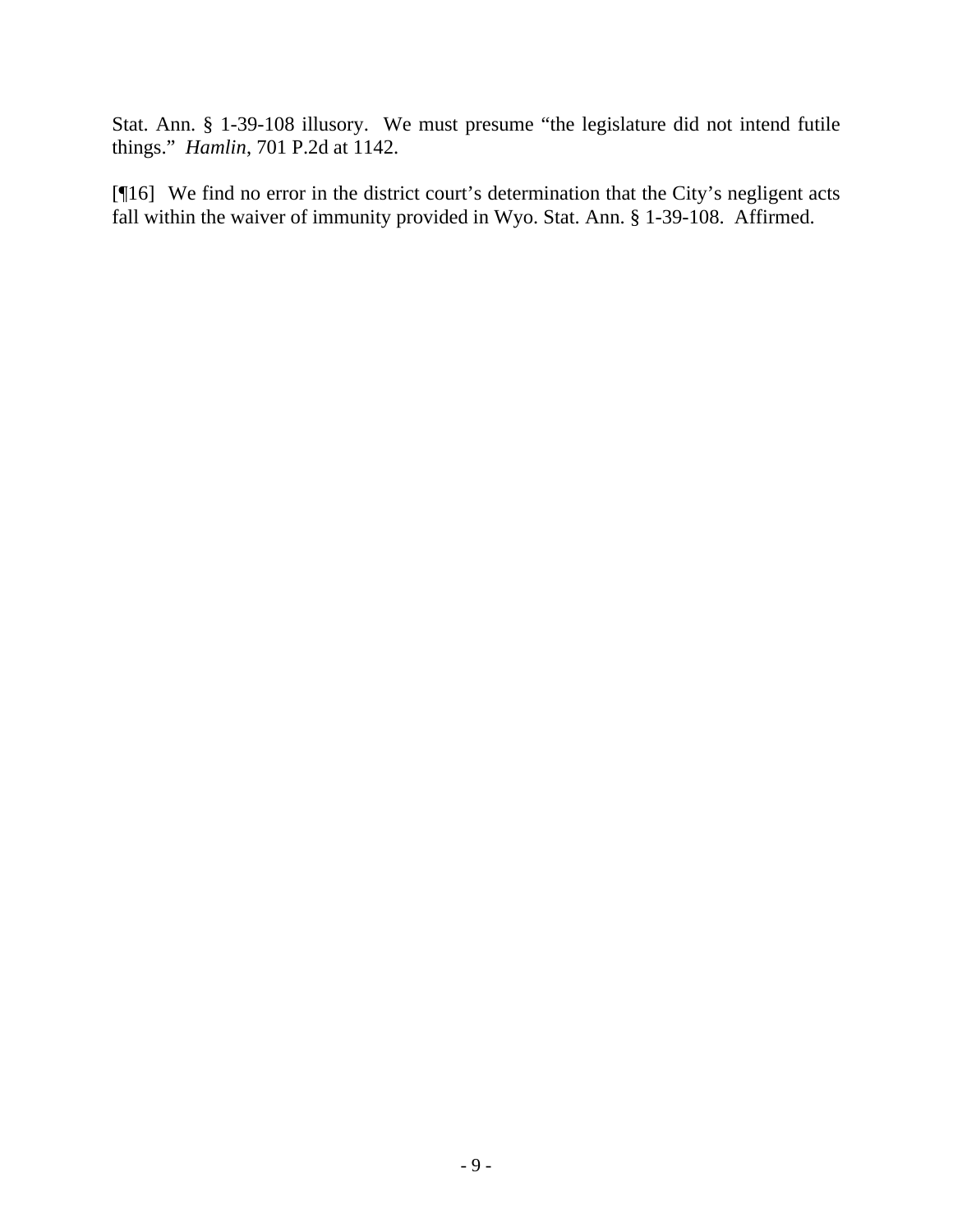Stat. Ann. § 1-39-108 illusory. We must presume "the legislature did not intend futile things." *Hamlin*, 701 P.2d at 1142.

[¶16] We find no error in the district court's determination that the City's negligent acts fall within the waiver of immunity provided in Wyo. Stat. Ann. § 1-39-108. Affirmed.